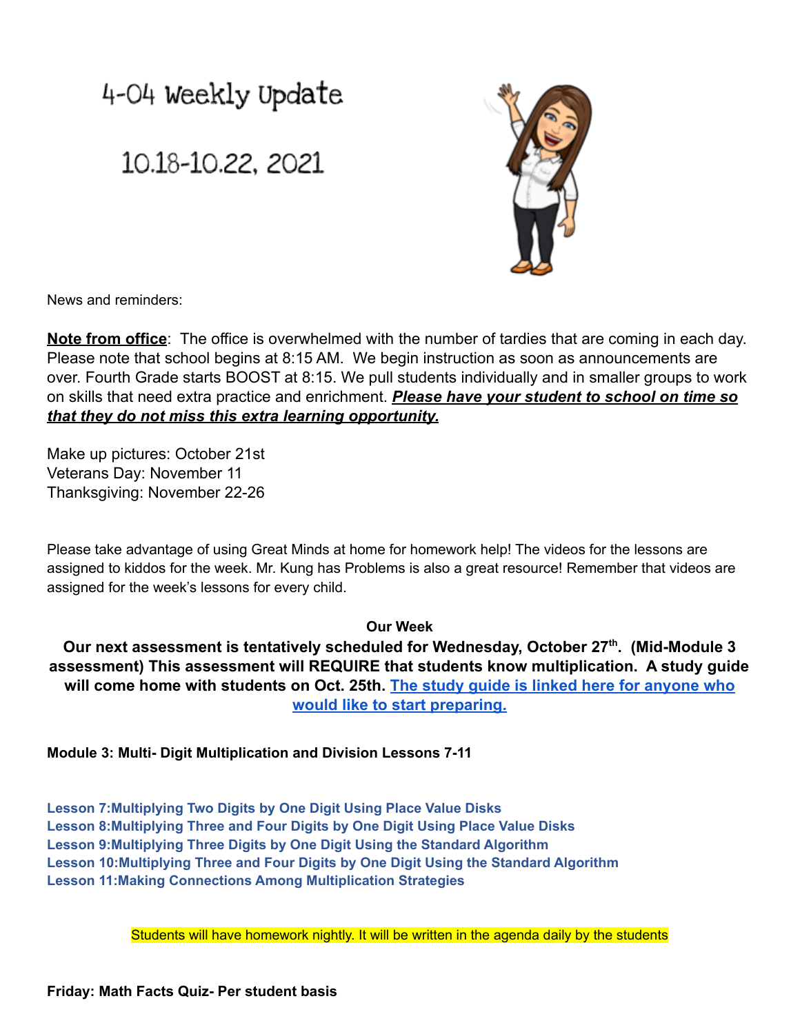# 4-04 Weekly Update

## 10.18-10.22, 2021

News and reminders:

**Note from office**: The office is overwhelmed with the number of tardies that are coming in each day. Please note that school begins at 8:15 AM. We begin instruction as soon as announcements are over. Fourth Grade starts BOOST at 8:15. We pull students individually and in smaller groups to work on skills that need extra practice and enrichment. ***Please have your student to school on time so that they do not miss this extra learning opportunity.***

Make up pictures: October 21st
Veterans Day: November 11
Thanksgiving: November 22-26

Please take advantage of using Great Minds at home for homework help! The videos for the lessons are assigned to kiddos for the week. Mr. Kung has Problems is also a great resource! Remember that videos are assigned for the week's lessons for every child.

**Our Week**

**Our next assessment is tentatively scheduled for Wednesday, October 27th. (Mid-Module 3 assessment) This assessment will REQUIRE that students know multiplication. A study guide will come home with students on Oct. 25th. The study guide is linked here for anyone who would like to start preparing.**

**Module 3: Multi- Digit Multiplication and Division Lessons 7-11**

**Lesson 7:Multiplying Two Digits by One Digit Using Place Value Disks**
**Lesson 8:Multiplying Three and Four Digits by One Digit Using Place Value Disks**
**Lesson 9:Multiplying Three Digits by One Digit Using the Standard Algorithm**
**Lesson 10:Multiplying Three and Four Digits by One Digit Using the Standard Algorithm**
**Lesson 11:Making Connections Among Multiplication Strategies**

Students will have homework nightly. It will be written in the agenda daily by the students

**Friday: Math Facts Quiz- Per student basis**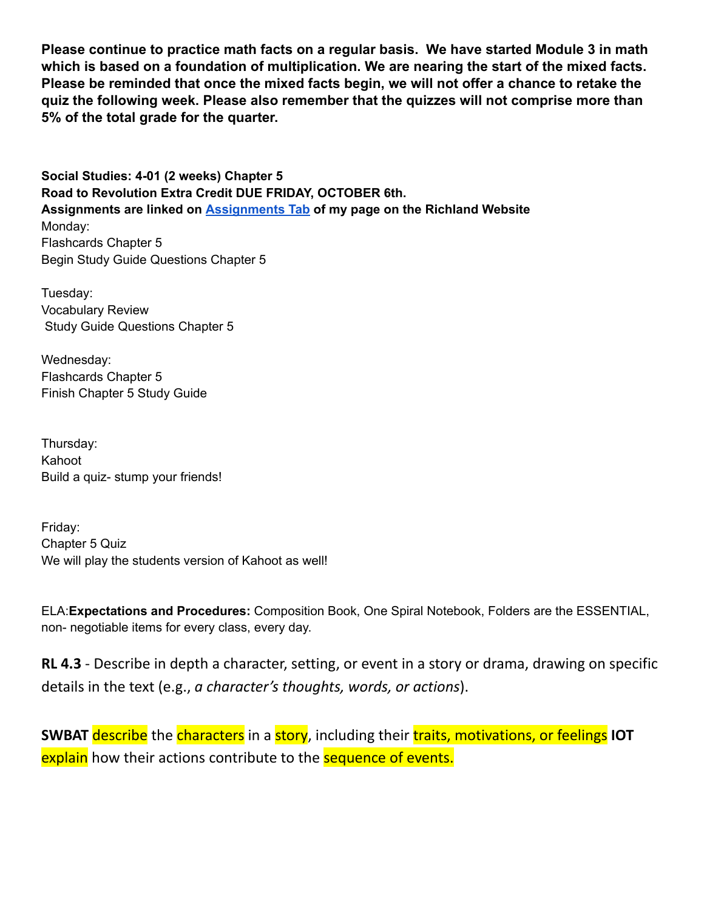**Please continue to practice math facts on a regular basis. We have started Module 3 in math which is based on a foundation of multiplication. We are nearing the start of the mixed facts. Please be reminded that once the mixed facts begin, we will not offer a chance to retake the quiz the following week. Please also remember that the quizzes will not comprise more than 5% of the total grade for the quarter.**

**Social Studies: 4-01 (2 weeks) Chapter 5**
**Road to Revolution Extra Credit DUE FRIDAY, OCTOBER 6th.**
**Assignments are linked on Assignments Tab of my page on the Richland Website**

Monday:
Flashcards Chapter 5
Begin Study Guide Questions Chapter 5

Tuesday:
Vocabulary Review
Study Guide Questions Chapter 5

Wednesday:
Flashcards Chapter 5
Finish Chapter 5 Study Guide

Thursday:
Kahoot
Build a quiz- stump your friends!

Friday:
Chapter 5 Quiz
We will play the students version of Kahoot as well!

ELA:**Expectations and Procedures:** Composition Book, One Spiral Notebook, Folders are the ESSENTIAL, non- negotiable items for every class, every day.

**RL 4.3** - Describe in depth a character, setting, or event in a story or drama, drawing on specific details in the text (e.g., *a character's thoughts, words, or actions*).

**SWBAT** describe the characters in a story, including their traits, motivations, or feelings **IOT** explain how their actions contribute to the sequence of events.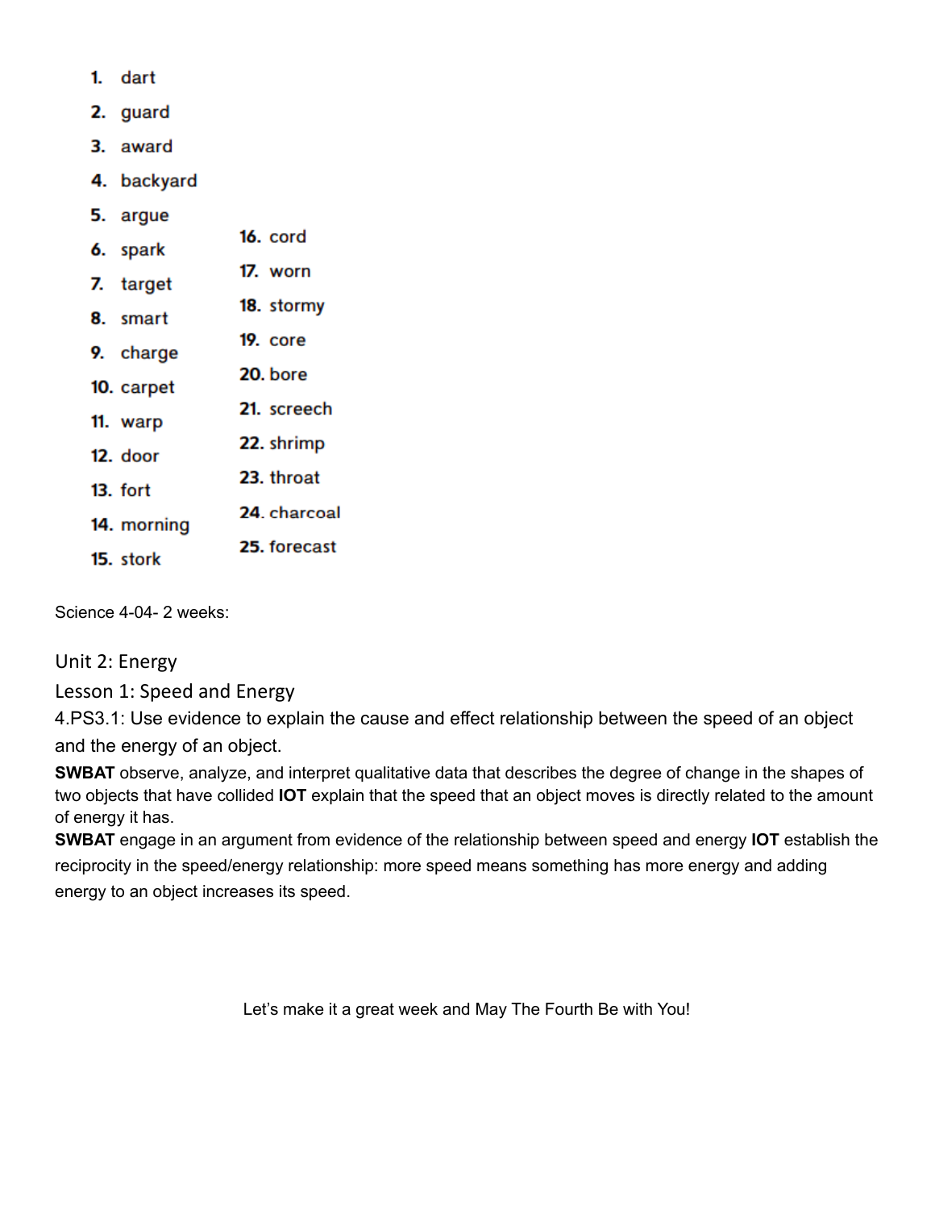1. dart
2. guard
3. award
4. backyard
5. argue
6. spark
7. target
8. smart
9. charge
10. carpet
11. warp
12. door
13. fort
14. morning
15. stork
16. cord
17. worn
18. stormy
19. core
20. bore
21. screech
22. shrimp
23. throat
24. charcoal
25. forecast

Science 4-04- 2 weeks:

Unit 2: Energy

Lesson 1: Speed and Energy

4.PS3.1: Use evidence to explain the cause and effect relationship between the speed of an object and the energy of an object.

**SWBAT** observe, analyze, and interpret qualitative data that describes the degree of change in the shapes of two objects that have collided **IOT** explain that the speed that an object moves is directly related to the amount of energy it has.

**SWBAT** engage in an argument from evidence of the relationship between speed and energy **IOT** establish the reciprocity in the speed/energy relationship: more speed means something has more energy and adding energy to an object increases its speed.

Let's make it a great week and May The Fourth Be with You!